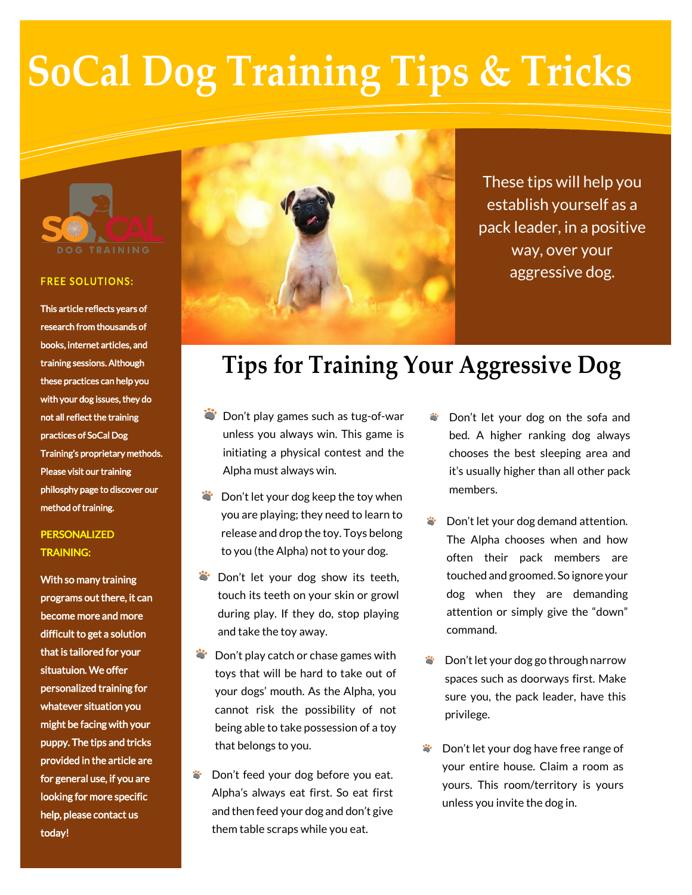# SoCal Dog Training Tips & Tricks

SO CAL DOG TRAINING

**FREE SOLUTIONS:**

This article reflects years of research from thousands of books, internet articles, and training sessions. Although these practices can help you with your dog issues, they do not all reflect the training practices of SoCal Dog Training's proprietary methods. Please visit our training philosphy page to discover our method of training.

**PERSONALIZED TRAINING:**

With so many training programs out there, it can become more and more difficult to get a solution that is tailored for your situatuion. We offer personalized training for whatever situation you might be facing with your puppy. The tips and tricks provided in the article are for general use, if you are looking for more specific help, please contact us today!

These tips will help you establish yourself as a pack leader, in a positive way, over your aggressive dog.

## Tips for Training Your Aggressive Dog

- Don't play games such as tug-of-war unless you always win. This game is initiating a physical contest and the Alpha must always win.
- Don't let your dog keep the toy when you are playing; they need to learn to release and drop the toy. Toys belong to you (the Alpha) not to your dog.
- Don't let your dog show its teeth, touch its teeth on your skin or growl during play. If they do, stop playing and take the toy away.
- Don't play catch or chase games with toys that will be hard to take out of your dogs' mouth. As the Alpha, you cannot risk the possibility of not being able to take possession of a toy that belongs to you.
- Don't feed your dog before you eat. Alpha's always eat first. So eat first and then feed your dog and don't give them table scraps while you eat.
- Don't let your dog on the sofa and bed. A higher ranking dog always chooses the best sleeping area and it's usually higher than all other pack members.
- Don't let your dog demand attention. The Alpha chooses when and how often their pack members are touched and groomed. So ignore your dog when they are demanding attention or simply give the "down" command.
- Don't let your dog go through narrow spaces such as doorways first. Make sure you, the pack leader, have this privilege.
- Don't let your dog have free range of your entire house. Claim a room as yours. This room/territory is yours unless you invite the dog in.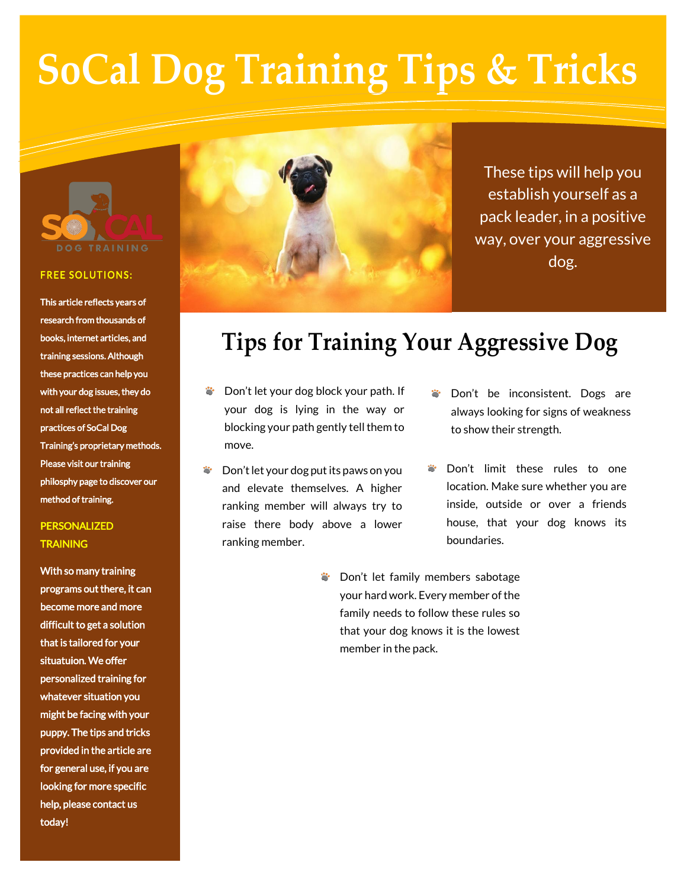# SoCal Dog Training Tips & Tricks

These tips will help you establish yourself as a pack leader, in a positive way, over your aggressive dog.

**FREE SOLUTIONS:**

**This article reflects years of research from thousands of books, internet articles, and training sessions. Although these practices can help you with your dog issues, they do not all reflect the training practices of SoCal Dog Training's proprietary methods. Please visit our training philosphy page to discover our method of training.**

**PERSONALIZED TRAINING**

**With so many training programs out there, it can become more and more difficult to get a solution that is tailored for your situatuion. We offer personalized training for whatever situation you might be facing with your puppy. The tips and tricks provided in the article are for general use, if you are looking for more specific help, please contact us today!**

## Tips for Training Your Aggressive Dog

- Don't let your dog block your path. If your dog is lying in the way or blocking your path gently tell them to move.
- Don't let your dog put its paws on you and elevate themselves. A higher ranking member will always try to raise there body above a lower ranking member.
- Don't be inconsistent. Dogs are always looking for signs of weakness to show their strength.
- Don't limit these rules to one location. Make sure whether you are inside, outside or over a friends house, that your dog knows its boundaries.
- Don't let family members sabotage your hard work. Every member of the family needs to follow these rules so that your dog knows it is the lowest member in the pack.